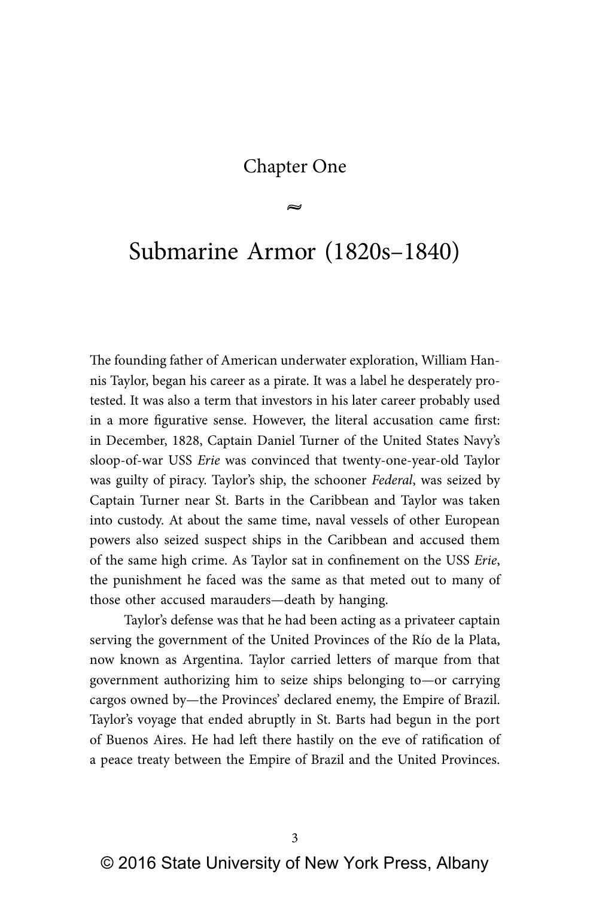# Chapter One

≈

# Submarine Armor (1820s–1840)

The founding father of American underwater exploration, William Hannis Taylor, began his career as a pirate. It was a label he desperately protested. It was also a term that investors in his later career probably used in a more figurative sense. However, the literal accusation came first: in December, 1828, Captain Daniel Turner of the United States Navy's sloop-of-war USS *Erie* was convinced that twenty-one-year-old Taylor was guilty of piracy. Taylor's ship, the schooner *Federal*, was seized by Captain Turner near St. Barts in the Caribbean and Taylor was taken into custody. At about the same time, naval vessels of other European powers also seized suspect ships in the Caribbean and accused them of the same high crime. As Taylor sat in confinement on the USS *Erie*, the punishment he faced was the same as that meted out to many of those other accused marauders—death by hanging.

Taylor's defense was that he had been acting as a privateer captain serving the government of the United Provinces of the Río de la Plata, now known as Argentina. Taylor carried letters of marque from that government authorizing him to seize ships belonging to—or carrying cargos owned by—the Provinces' declared enemy, the Empire of Brazil. Taylor's voyage that ended abruptly in St. Barts had begun in the port of Buenos Aires. He had left there hastily on the eve of ratification of a peace treaty between the Empire of Brazil and the United Provinces.

© 2016 State University of New York Press, Albany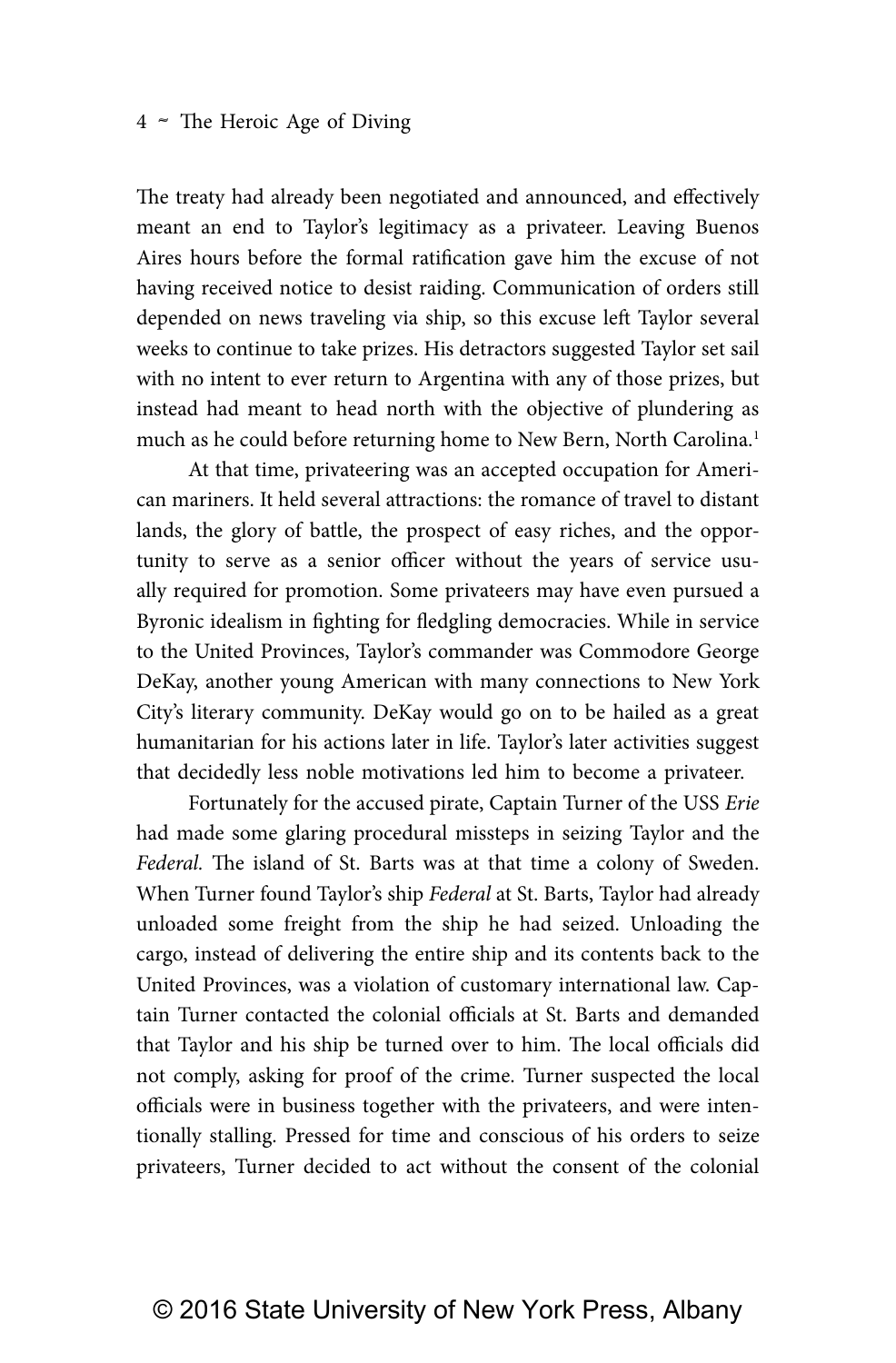The treaty had already been negotiated and announced, and effectively meant an end to Taylor's legitimacy as a privateer. Leaving Buenos Aires hours before the formal ratification gave him the excuse of not having received notice to desist raiding. Communication of orders still depended on news traveling via ship, so this excuse left Taylor several weeks to continue to take prizes. His detractors suggested Taylor set sail with no intent to ever return to Argentina with any of those prizes, but instead had meant to head north with the objective of plundering as much as he could before returning home to New Bern, North Carolina.[1]

At that time, privateering was an accepted occupation for American mariners. It held several attractions: the romance of travel to distant lands, the glory of battle, the prospect of easy riches, and the opportunity to serve as a senior officer without the years of service usually required for promotion. Some privateers may have even pursued a Byronic idealism in fighting for fledgling democracies. While in service to the United Provinces, Taylor's commander was Commodore George DeKay, another young American with many connections to New York City's literary community. DeKay would go on to be hailed as a great humanitarian for his actions later in life. Taylor's later activities suggest that decidedly less noble motivations led him to become a privateer.

Fortunately for the accused pirate, Captain Turner of the USS *Erie* had made some glaring procedural missteps in seizing Taylor and the *Federal*. The island of St. Barts was at that time a colony of Sweden. When Turner found Taylor's ship *Federal* at St. Barts, Taylor had already unloaded some freight from the ship he had seized. Unloading the cargo, instead of delivering the entire ship and its contents back to the United Provinces, was a violation of customary international law. Captain Turner contacted the colonial officials at St. Barts and demanded that Taylor and his ship be turned over to him. The local officials did not comply, asking for proof of the crime. Turner suspected the local officials were in business together with the privateers, and were intentionally stalling. Pressed for time and conscious of his orders to seize privateers, Turner decided to act without the consent of the colonial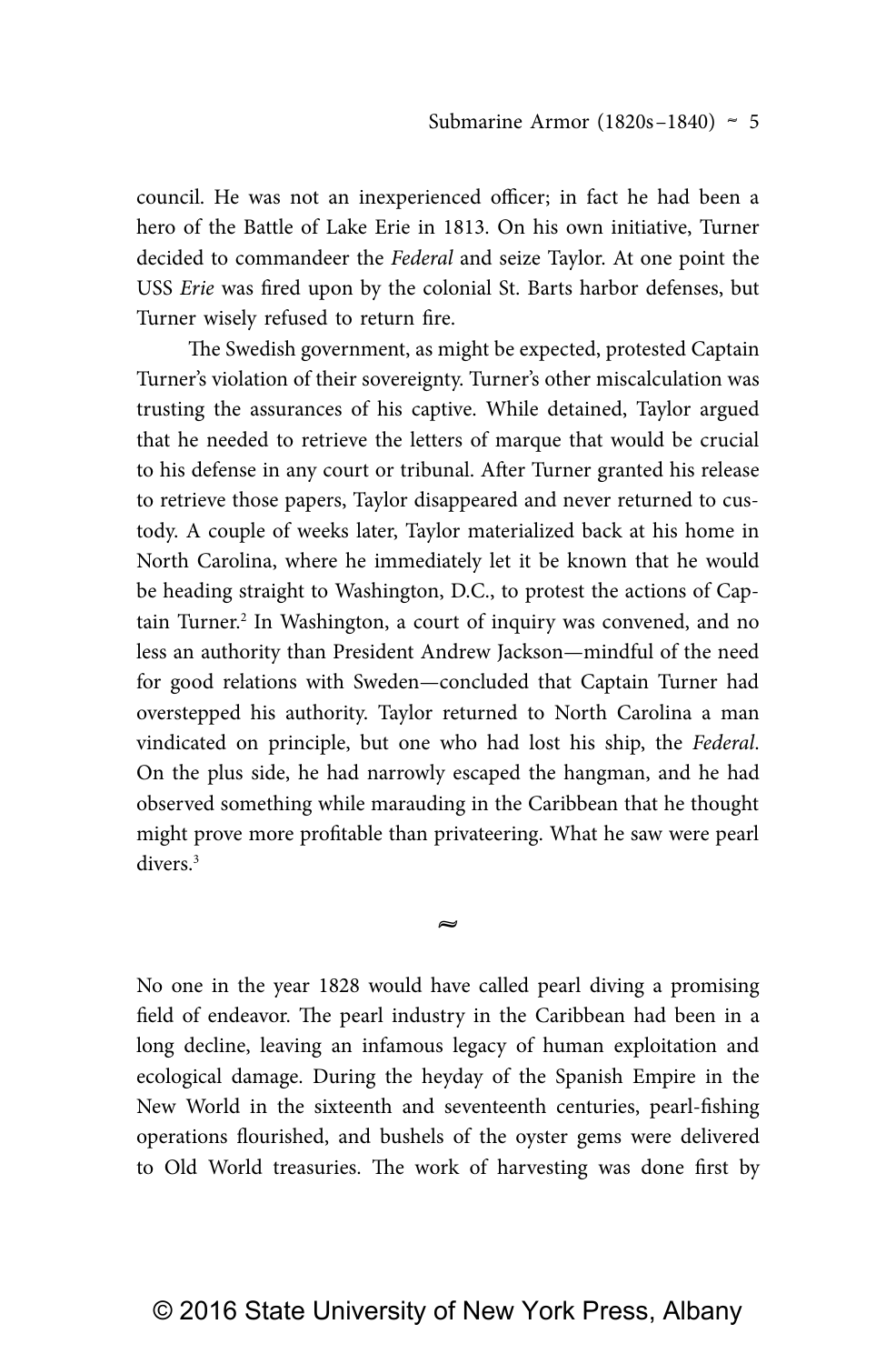council. He was not an inexperienced officer; in fact he had been a hero of the Battle of Lake Erie in 1813. On his own initiative, Turner decided to commandeer the *Federal* and seize Taylor. At one point the USS *Erie* was fired upon by the colonial St. Barts harbor defenses, but Turner wisely refused to return fire.

The Swedish government, as might be expected, protested Captain Turner's violation of their sovereignty. Turner's other miscalculation was trusting the assurances of his captive. While detained, Taylor argued that he needed to retrieve the letters of marque that would be crucial to his defense in any court or tribunal. After Turner granted his release to retrieve those papers, Taylor disappeared and never returned to custody. A couple of weeks later, Taylor materialized back at his home in North Carolina, where he immediately let it be known that he would be heading straight to Washington, D.C., to protest the actions of Captain Turner.[2] In Washington, a court of inquiry was convened, and no less an authority than President Andrew Jackson—mindful of the need for good relations with Sweden—concluded that Captain Turner had overstepped his authority. Taylor returned to North Carolina a man vindicated on principle, but one who had lost his ship, the *Federal*. On the plus side, he had narrowly escaped the hangman, and he had observed something while marauding in the Caribbean that he thought might prove more profitable than privateering. What he saw were pearl divers.[3]

≈

No one in the year 1828 would have called pearl diving a promising field of endeavor. The pearl industry in the Caribbean had been in a long decline, leaving an infamous legacy of human exploitation and ecological damage. During the heyday of the Spanish Empire in the New World in the sixteenth and seventeenth centuries, pearl-fishing operations flourished, and bushels of the oyster gems were delivered to Old World treasuries. The work of harvesting was done first by

© 2016 State University of New York Press, Albany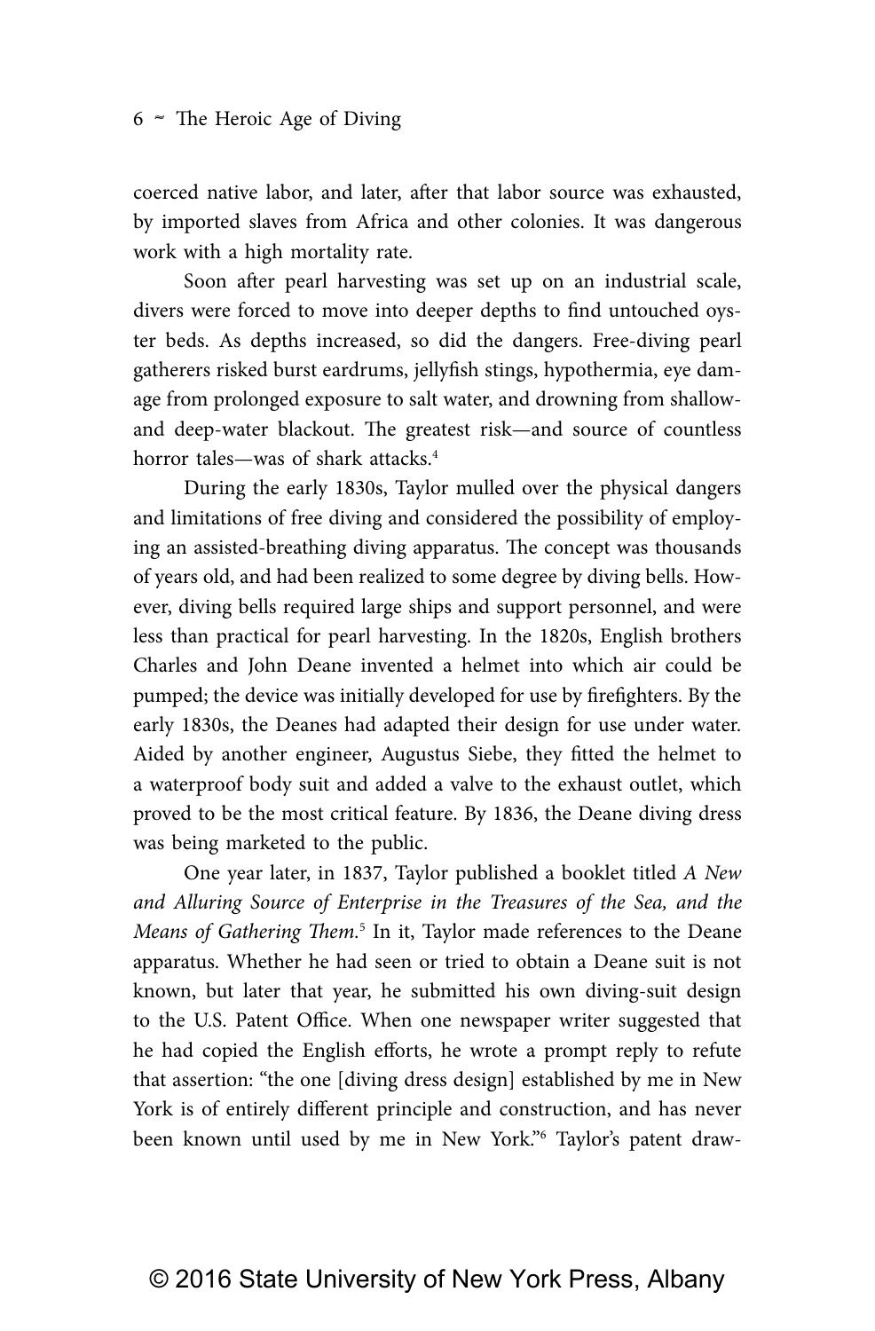coerced native labor, and later, after that labor source was exhausted, by imported slaves from Africa and other colonies. It was dangerous work with a high mortality rate.

Soon after pearl harvesting was set up on an industrial scale, divers were forced to move into deeper depths to find untouched oyster beds. As depths increased, so did the dangers. Free-diving pearl gatherers risked burst eardrums, jellyfish stings, hypothermia, eye damage from prolonged exposure to salt water, and drowning from shallow- and deep-water blackout. The greatest risk—and source of countless horror tales—was of shark attacks.[4]

During the early 1830s, Taylor mulled over the physical dangers and limitations of free diving and considered the possibility of employing an assisted-breathing diving apparatus. The concept was thousands of years old, and had been realized to some degree by diving bells. However, diving bells required large ships and support personnel, and were less than practical for pearl harvesting. In the 1820s, English brothers Charles and John Deane invented a helmet into which air could be pumped; the device was initially developed for use by firefighters. By the early 1830s, the Deanes had adapted their design for use under water. Aided by another engineer, Augustus Siebe, they fitted the helmet to a waterproof body suit and added a valve to the exhaust outlet, which proved to be the most critical feature. By 1836, the Deane diving dress was being marketed to the public.

One year later, in 1837, Taylor published a booklet titled *A New and Alluring Source of Enterprise in the Treasures of the Sea, and the Means of Gathering Them.*[5] In it, Taylor made references to the Deane apparatus. Whether he had seen or tried to obtain a Deane suit is not known, but later that year, he submitted his own diving-suit design to the U.S. Patent Office. When one newspaper writer suggested that he had copied the English efforts, he wrote a prompt reply to refute that assertion: "the one [diving dress design] established by me in New York is of entirely different principle and construction, and has never been known until used by me in New York."[6] Taylor's patent draw-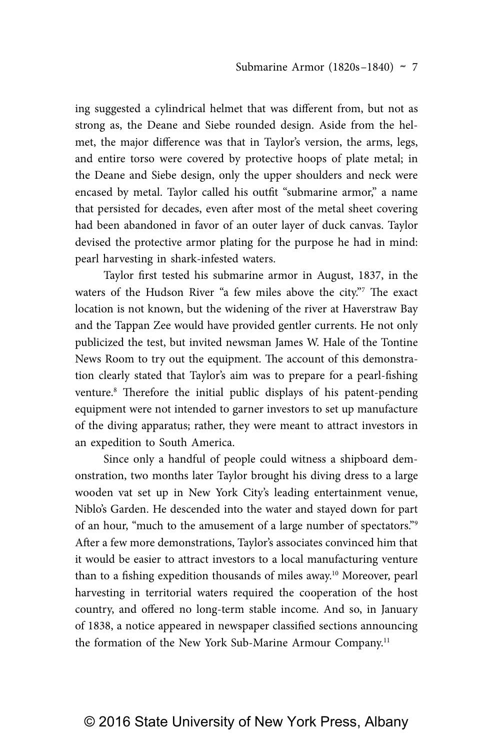ing suggested a cylindrical helmet that was different from, but not as strong as, the Deane and Siebe rounded design. Aside from the helmet, the major difference was that in Taylor's version, the arms, legs, and entire torso were covered by protective hoops of plate metal; in the Deane and Siebe design, only the upper shoulders and neck were encased by metal. Taylor called his outfit "submarine armor," a name that persisted for decades, even after most of the metal sheet covering had been abandoned in favor of an outer layer of duck canvas. Taylor devised the protective armor plating for the purpose he had in mind: pearl harvesting in shark-infested waters.

Taylor first tested his submarine armor in August, 1837, in the waters of the Hudson River "a few miles above the city."[7] The exact location is not known, but the widening of the river at Haverstraw Bay and the Tappan Zee would have provided gentler currents. He not only publicized the test, but invited newsman James W. Hale of the Tontine News Room to try out the equipment. The account of this demonstration clearly stated that Taylor's aim was to prepare for a pearl-fishing venture.[8] Therefore the initial public displays of his patent-pending equipment were not intended to garner investors to set up manufacture of the diving apparatus; rather, they were meant to attract investors in an expedition to South America.

Since only a handful of people could witness a shipboard demonstration, two months later Taylor brought his diving dress to a large wooden vat set up in New York City's leading entertainment venue, Niblo's Garden. He descended into the water and stayed down for part of an hour, "much to the amusement of a large number of spectators."[9] After a few more demonstrations, Taylor's associates convinced him that it would be easier to attract investors to a local manufacturing venture than to a fishing expedition thousands of miles away.[10] Moreover, pearl harvesting in territorial waters required the cooperation of the host country, and offered no long-term stable income. And so, in January of 1838, a notice appeared in newspaper classified sections announcing the formation of the New York Sub-Marine Armour Company.[11]

© 2016 State University of New York Press, Albany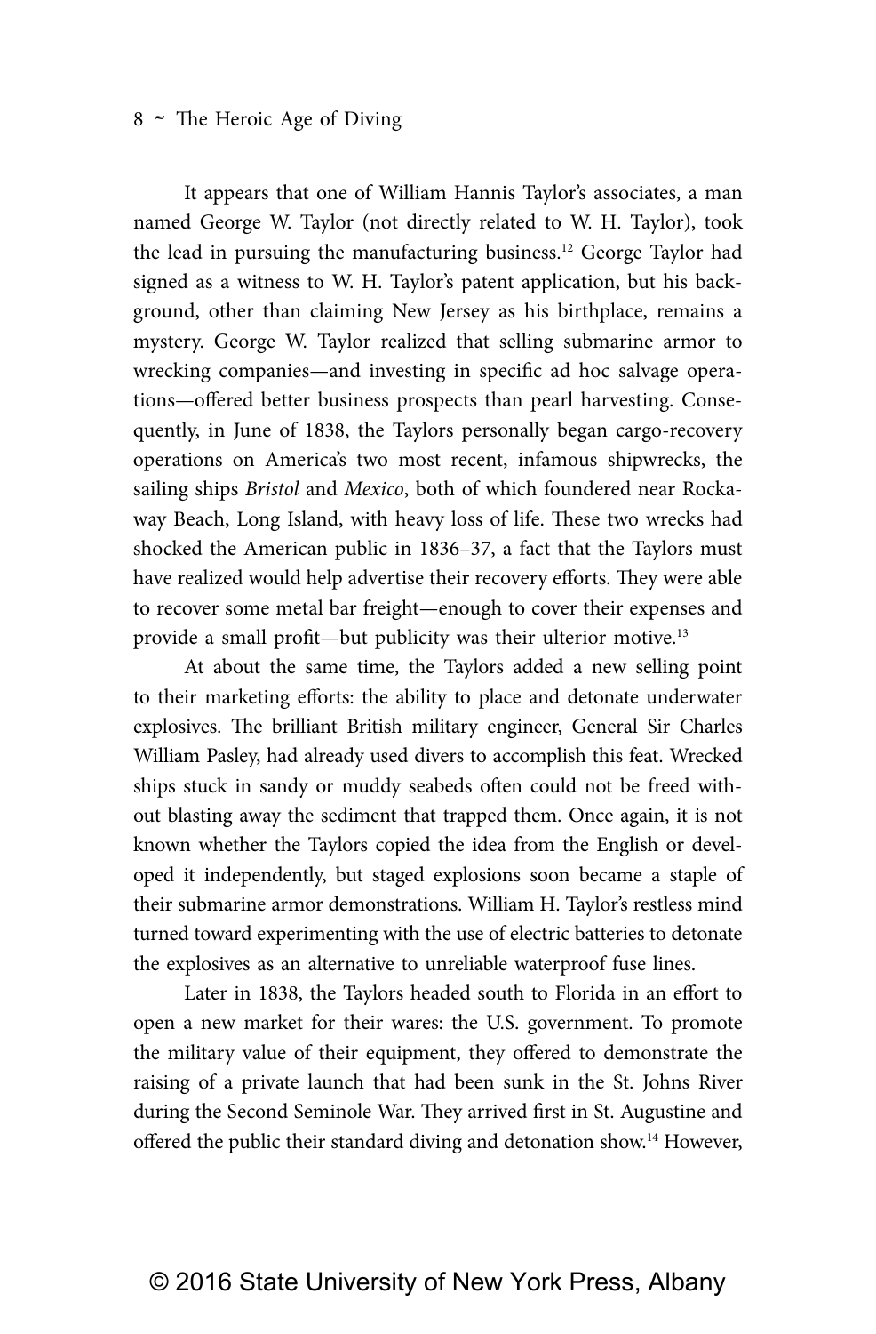It appears that one of William Hannis Taylor's associates, a man named George W. Taylor (not directly related to W. H. Taylor), took the lead in pursuing the manufacturing business.[12] George Taylor had signed as a witness to W. H. Taylor's patent application, but his background, other than claiming New Jersey as his birthplace, remains a mystery. George W. Taylor realized that selling submarine armor to wrecking companies—and investing in specific ad hoc salvage operations—offered better business prospects than pearl harvesting. Consequently, in June of 1838, the Taylors personally began cargo-recovery operations on America's two most recent, infamous shipwrecks, the sailing ships *Bristol* and *Mexico*, both of which foundered near Rockaway Beach, Long Island, with heavy loss of life. These two wrecks had shocked the American public in 1836–37, a fact that the Taylors must have realized would help advertise their recovery efforts. They were able to recover some metal bar freight—enough to cover their expenses and provide a small profit—but publicity was their ulterior motive.[13]

At about the same time, the Taylors added a new selling point to their marketing efforts: the ability to place and detonate underwater explosives. The brilliant British military engineer, General Sir Charles William Pasley, had already used divers to accomplish this feat. Wrecked ships stuck in sandy or muddy seabeds often could not be freed without blasting away the sediment that trapped them. Once again, it is not known whether the Taylors copied the idea from the English or developed it independently, but staged explosions soon became a staple of their submarine armor demonstrations. William H. Taylor's restless mind turned toward experimenting with the use of electric batteries to detonate the explosives as an alternative to unreliable waterproof fuse lines.

Later in 1838, the Taylors headed south to Florida in an effort to open a new market for their wares: the U.S. government. To promote the military value of their equipment, they offered to demonstrate the raising of a private launch that had been sunk in the St. Johns River during the Second Seminole War. They arrived first in St. Augustine and offered the public their standard diving and detonation show.[14] However,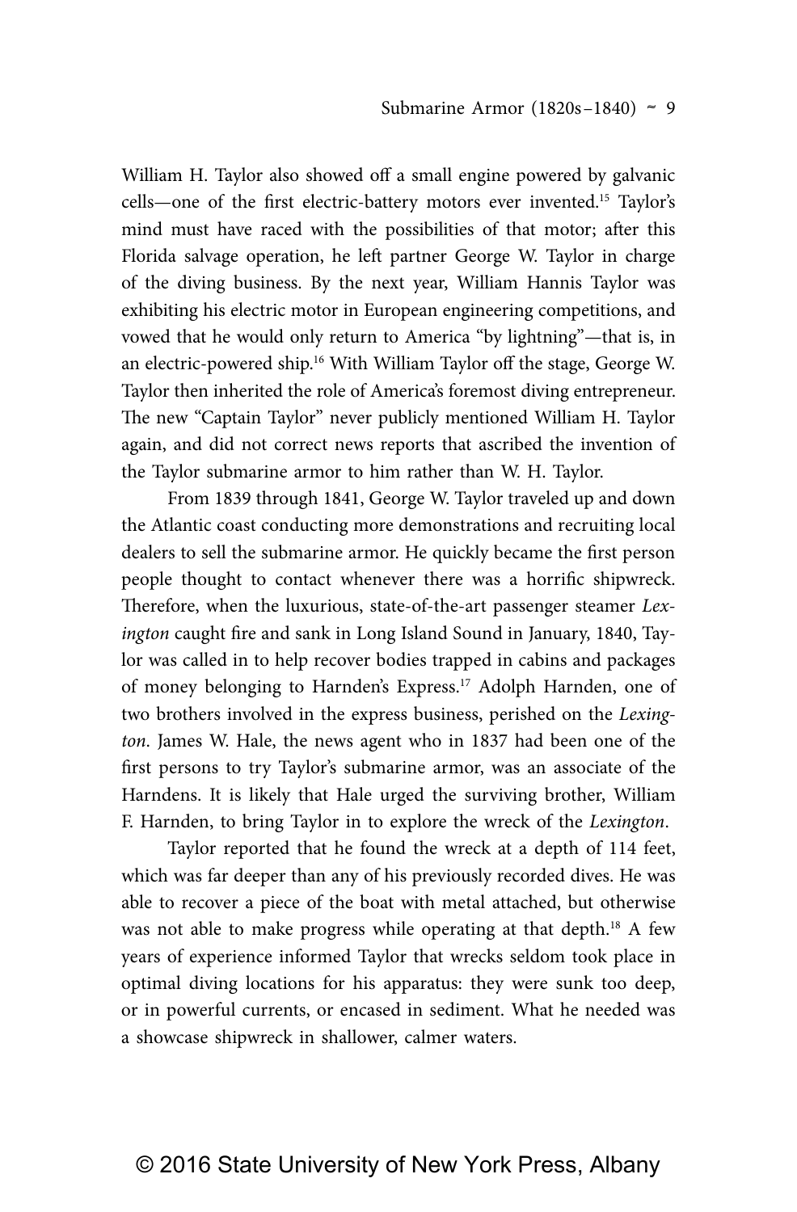William H. Taylor also showed off a small engine powered by galvanic cells—one of the first electric-battery motors ever invented.[15] Taylor's mind must have raced with the possibilities of that motor; after this Florida salvage operation, he left partner George W. Taylor in charge of the diving business. By the next year, William Hannis Taylor was exhibiting his electric motor in European engineering competitions, and vowed that he would only return to America "by lightning"—that is, in an electric-powered ship.[16] With William Taylor off the stage, George W. Taylor then inherited the role of America's foremost diving entrepreneur. The new "Captain Taylor" never publicly mentioned William H. Taylor again, and did not correct news reports that ascribed the invention of the Taylor submarine armor to him rather than W. H. Taylor.

From 1839 through 1841, George W. Taylor traveled up and down the Atlantic coast conducting more demonstrations and recruiting local dealers to sell the submarine armor. He quickly became the first person people thought to contact whenever there was a horrific shipwreck. Therefore, when the luxurious, state-of-the-art passenger steamer *Lexington* caught fire and sank in Long Island Sound in January, 1840, Taylor was called in to help recover bodies trapped in cabins and packages of money belonging to Harnden's Express.[17] Adolph Harnden, one of two brothers involved in the express business, perished on the *Lexington*. James W. Hale, the news agent who in 1837 had been one of the first persons to try Taylor's submarine armor, was an associate of the Harndens. It is likely that Hale urged the surviving brother, William F. Harnden, to bring Taylor in to explore the wreck of the *Lexington*.

Taylor reported that he found the wreck at a depth of 114 feet, which was far deeper than any of his previously recorded dives. He was able to recover a piece of the boat with metal attached, but otherwise was not able to make progress while operating at that depth.[18] A few years of experience informed Taylor that wrecks seldom took place in optimal diving locations for his apparatus: they were sunk too deep, or in powerful currents, or encased in sediment. What he needed was a showcase shipwreck in shallower, calmer waters.

© 2016 State University of New York Press, Albany